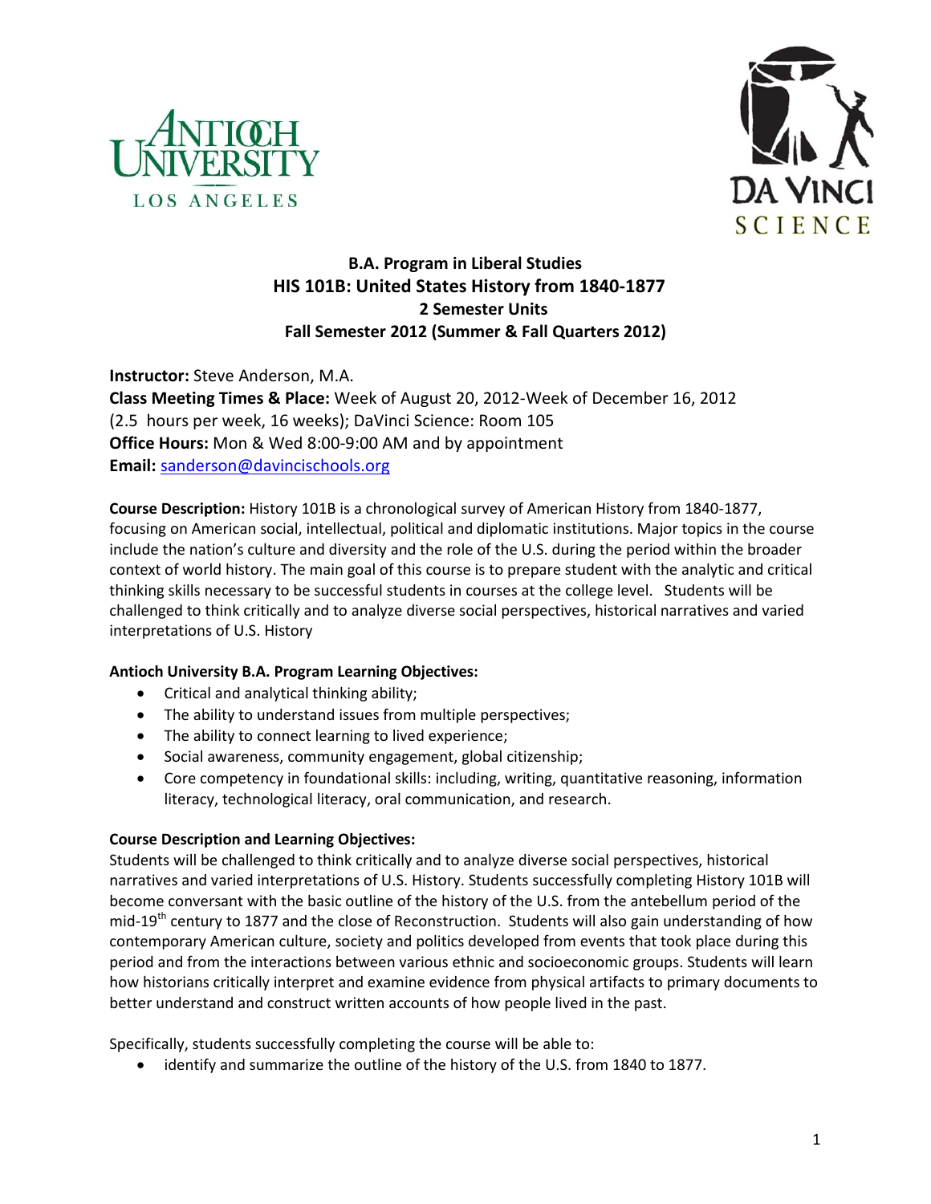**B.A. Program in Liberal Studies**

# HIS 101B: United States History from 1840-1877

**2 Semester Units**

**Fall Semester 2012 (Summer & Fall Quarters 2012)**

**Instructor:** Steve Anderson, M.A.
**Class Meeting Times & Place:** Week of August 20, 2012-Week of December 16, 2012 (2.5 hours per week, 16 weeks); DaVinci Science: Room 105
**Office Hours:** Mon & Wed 8:00-9:00 AM and by appointment
**Email:** sanderson@davincischools.org

**Course Description:** History 101B is a chronological survey of American History from 1840-1877, focusing on American social, intellectual, political and diplomatic institutions. Major topics in the course include the nation's culture and diversity and the role of the U.S. during the period within the broader context of world history. The main goal of this course is to prepare student with the analytic and critical thinking skills necessary to be successful students in courses at the college level. Students will be challenged to think critically and to analyze diverse social perspectives, historical narratives and varied interpretations of U.S. History

**Antioch University B.A. Program Learning Objectives:**

- Critical and analytical thinking ability;
- The ability to understand issues from multiple perspectives;
- The ability to connect learning to lived experience;
- Social awareness, community engagement, global citizenship;
- Core competency in foundational skills: including, writing, quantitative reasoning, information literacy, technological literacy, oral communication, and research.

**Course Description and Learning Objectives:**

Students will be challenged to think critically and to analyze diverse social perspectives, historical narratives and varied interpretations of U.S. History. Students successfully completing History 101B will become conversant with the basic outline of the history of the U.S. from the antebellum period of the mid-19th century to 1877 and the close of Reconstruction. Students will also gain understanding of how contemporary American culture, society and politics developed from events that took place during this period and from the interactions between various ethnic and socioeconomic groups. Students will learn how historians critically interpret and examine evidence from physical artifacts to primary documents to better understand and construct written accounts of how people lived in the past.

Specifically, students successfully completing the course will be able to:

- identify and summarize the outline of the history of the U.S. from 1840 to 1877.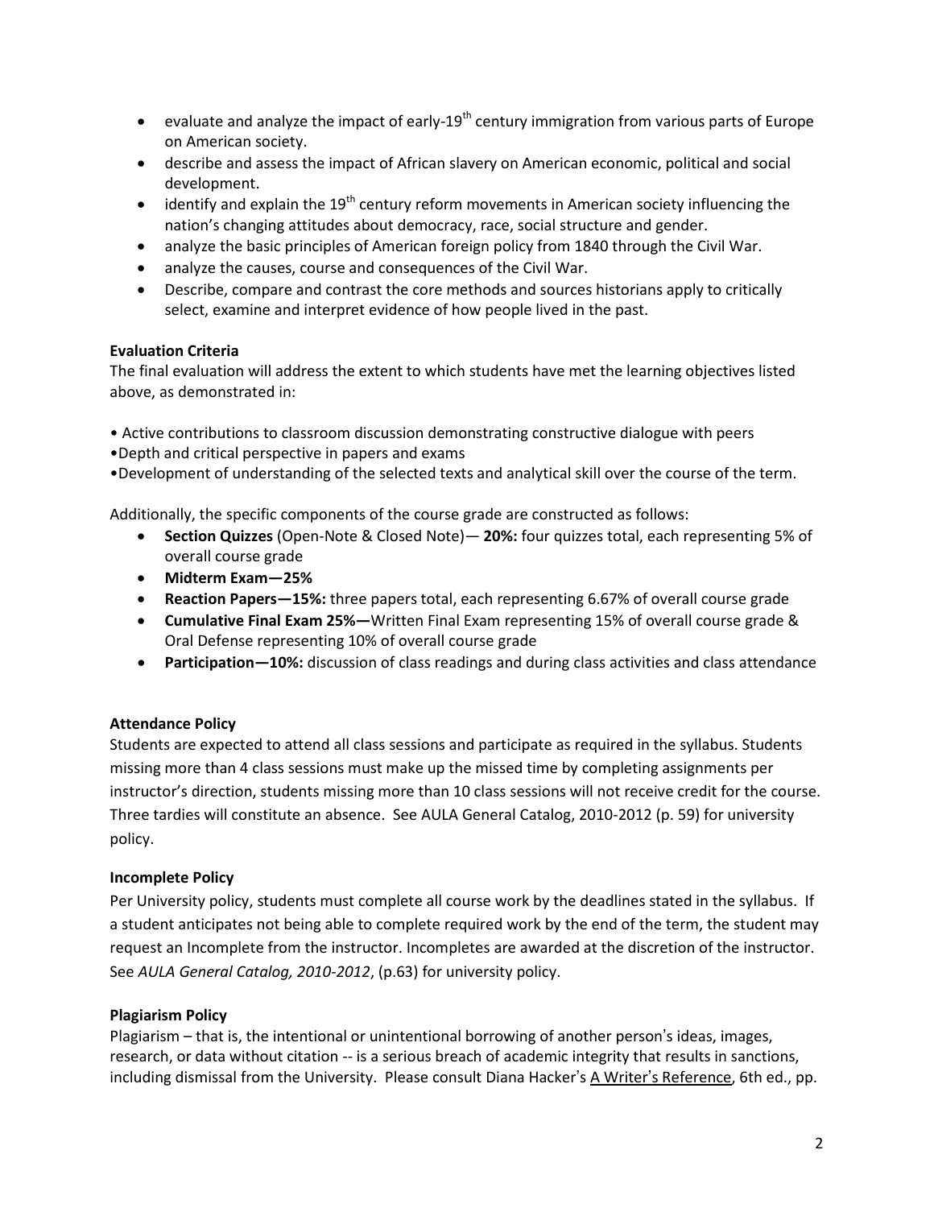- evaluate and analyze the impact of early-19th century immigration from various parts of Europe on American society.
- describe and assess the impact of African slavery on American economic, political and social development.
- identify and explain the 19th century reform movements in American society influencing the nation's changing attitudes about democracy, race, social structure and gender.
- analyze the basic principles of American foreign policy from 1840 through the Civil War.
- analyze the causes, course and consequences of the Civil War.
- Describe, compare and contrast the core methods and sources historians apply to critically select, examine and interpret evidence of how people lived in the past.

**Evaluation Criteria**

The final evaluation will address the extent to which students have met the learning objectives listed above, as demonstrated in:

- Active contributions to classroom discussion demonstrating constructive dialogue with peers
- Depth and critical perspective in papers and exams
- Development of understanding of the selected texts and analytical skill over the course of the term.

Additionally, the specific components of the course grade are constructed as follows:

- **Section Quizzes** (Open-Note & Closed Note)— **20%:** four quizzes total, each representing 5% of overall course grade
- **Midterm Exam—25%**
- **Reaction Papers—15%:** three papers total, each representing 6.67% of overall course grade
- **Cumulative Final Exam 25%—**Written Final Exam representing 15% of overall course grade & Oral Defense representing 10% of overall course grade
- **Participation—10%:** discussion of class readings and during class activities and class attendance

**Attendance Policy**

Students are expected to attend all class sessions and participate as required in the syllabus. Students missing more than 4 class sessions must make up the missed time by completing assignments per instructor's direction, students missing more than 10 class sessions will not receive credit for the course. Three tardies will constitute an absence. See AULA General Catalog, 2010-2012 (p. 59) for university policy.

**Incomplete Policy**

Per University policy, students must complete all course work by the deadlines stated in the syllabus. If a student anticipates not being able to complete required work by the end of the term, the student may request an Incomplete from the instructor. Incompletes are awarded at the discretion of the instructor. See *AULA General Catalog, 2010-2012*, (p.63) for university policy.

**Plagiarism Policy**

Plagiarism – that is, the intentional or unintentional borrowing of another person's ideas, images, research, or data without citation -- is a serious breach of academic integrity that results in sanctions, including dismissal from the University. Please consult Diana Hacker's A Writer's Reference, 6th ed., pp.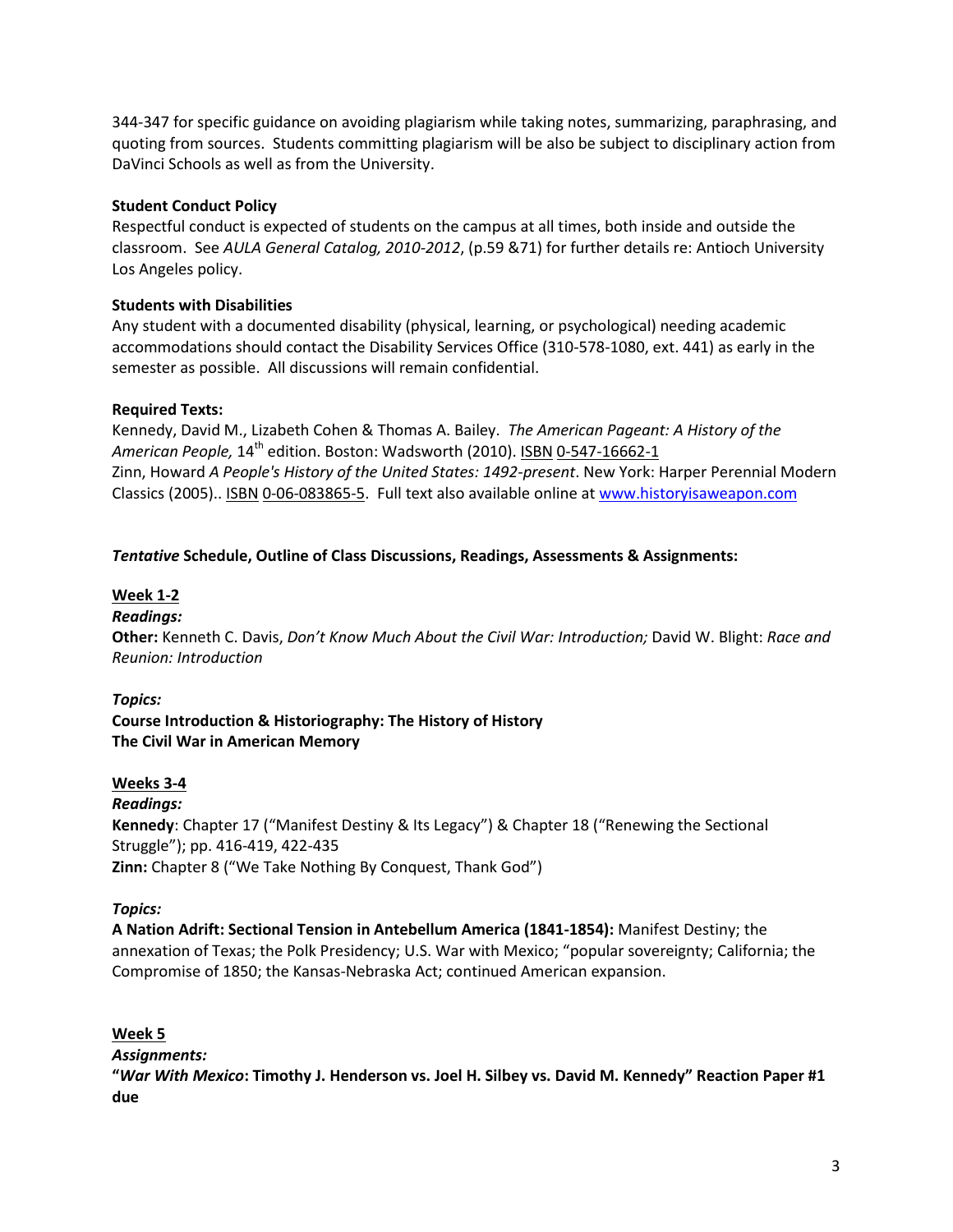344-347 for specific guidance on avoiding plagiarism while taking notes, summarizing, paraphrasing, and quoting from sources. Students committing plagiarism will be also be subject to disciplinary action from DaVinci Schools as well as from the University.

**Student Conduct Policy**

Respectful conduct is expected of students on the campus at all times, both inside and outside the classroom. See *AULA General Catalog, 2010-2012*, (p.59 &71) for further details re: Antioch University Los Angeles policy.

**Students with Disabilities**

Any student with a documented disability (physical, learning, or psychological) needing academic accommodations should contact the Disability Services Office (310-578-1080, ext. 441) as early in the semester as possible. All discussions will remain confidential.

**Required Texts:**

Kennedy, David M., Lizabeth Cohen & Thomas A. Bailey. *The American Pageant: A History of the American People,* 14th edition. Boston: Wadsworth (2010). ISBN 0-547-16662-1
Zinn, Howard *A People's History of the United States: 1492-present*. New York: Harper Perennial Modern Classics (2005).. ISBN 0-06-083865-5. Full text also available online at www.historyisaweapon.com

***Tentative* Schedule, Outline of Class Discussions, Readings, Assessments & Assignments:**

**Week 1-2**

***Readings:***

**Other:** Kenneth C. Davis, *Don't Know Much About the Civil War: Introduction;* David W. Blight: *Race and Reunion: Introduction*

***Topics:***

**Course Introduction & Historiography: The History of History**
**The Civil War in American Memory**

**Weeks 3-4**

***Readings:***

**Kennedy**: Chapter 17 ("Manifest Destiny & Its Legacy") & Chapter 18 ("Renewing the Sectional Struggle"); pp. 416-419, 422-435
**Zinn:** Chapter 8 ("We Take Nothing By Conquest, Thank God")

***Topics:***

**A Nation Adrift: Sectional Tension in Antebellum America (1841-1854):** Manifest Destiny; the annexation of Texas; the Polk Presidency; U.S. War with Mexico; "popular sovereignty; California; the Compromise of 1850; the Kansas-Nebraska Act; continued American expansion.

**Week 5**

***Assignments:***

**"*War With Mexico*: Timothy J. Henderson vs. Joel H. Silbey vs. David M. Kennedy" Reaction Paper #1 due**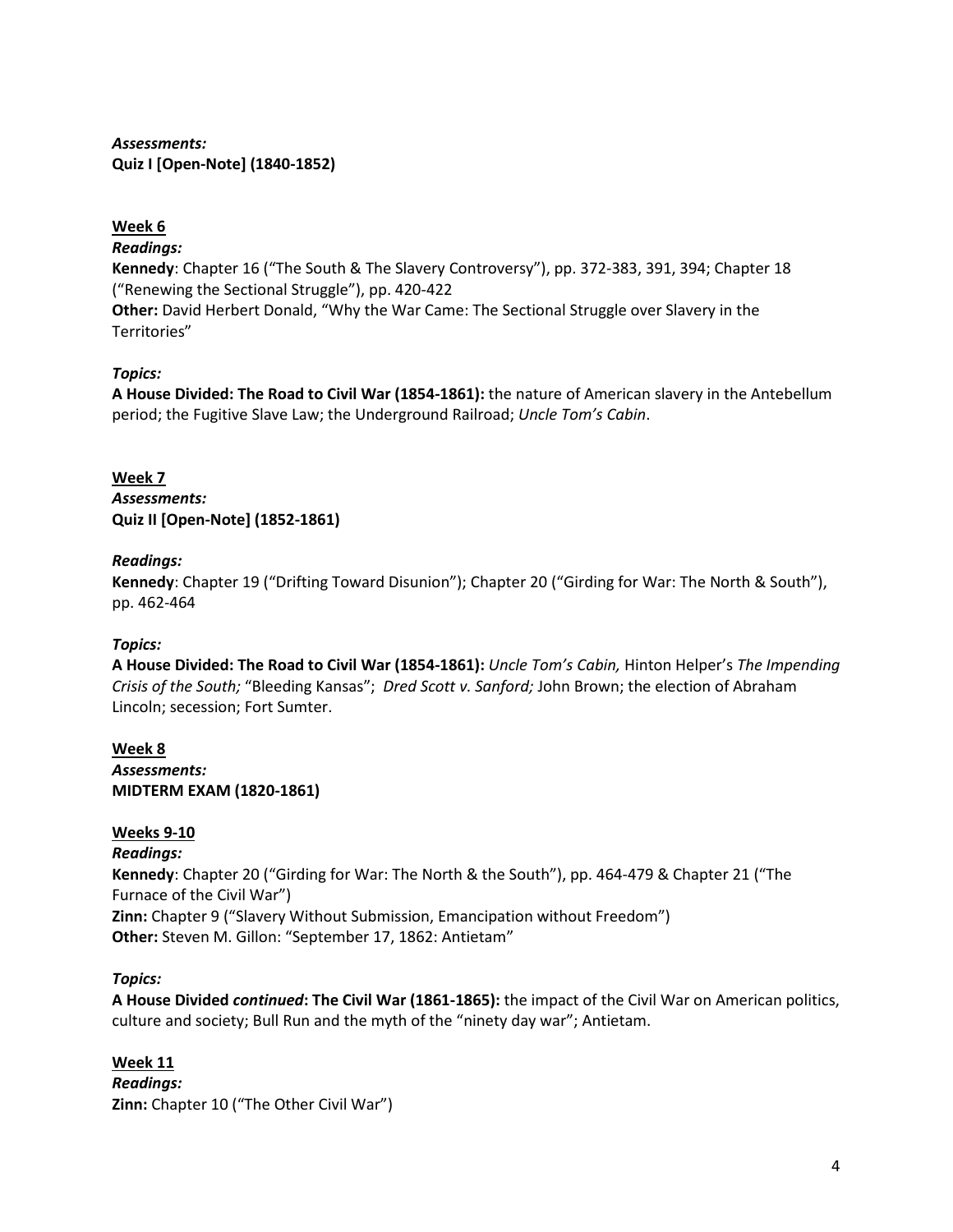***Assessments:***
**Quiz I [Open-Note] (1840-1852)**

**<u>Week 6</u>**
***Readings:***
**Kennedy**: Chapter 16 ("The South & The Slavery Controversy"), pp. 372-383, 391, 394; Chapter 18 ("Renewing the Sectional Struggle"), pp. 420-422
**Other:** David Herbert Donald, "Why the War Came: The Sectional Struggle over Slavery in the Territories"

***Topics:***
**A House Divided: The Road to Civil War (1854-1861):** the nature of American slavery in the Antebellum period; the Fugitive Slave Law; the Underground Railroad; *Uncle Tom's Cabin*.

**<u>Week 7</u>**
***Assessments:***
**Quiz II [Open-Note] (1852-1861)**

***Readings:***
**Kennedy**: Chapter 19 ("Drifting Toward Disunion"); Chapter 20 ("Girding for War: The North & South"), pp. 462-464

***Topics:***
**A House Divided: The Road to Civil War (1854-1861):** *Uncle Tom's Cabin,* Hinton Helper's *The Impending Crisis of the South;* "Bleeding Kansas"; *Dred Scott v. Sanford;* John Brown; the election of Abraham Lincoln; secession; Fort Sumter.

**<u>Week 8</u>**
***Assessments:***
**MIDTERM EXAM (1820-1861)**

**<u>Weeks 9-10</u>**
***Readings:***
**Kennedy**: Chapter 20 ("Girding for War: The North & the South"), pp. 464-479 & Chapter 21 ("The Furnace of the Civil War")
**Zinn:** Chapter 9 ("Slavery Without Submission, Emancipation without Freedom")
**Other:** Steven M. Gillon: "September 17, 1862: Antietam"

***Topics:***
**A House Divided *continued*: The Civil War (1861-1865):** the impact of the Civil War on American politics, culture and society; Bull Run and the myth of the "ninety day war"; Antietam.

**<u>Week 11</u>**
***Readings:***
**Zinn:** Chapter 10 ("The Other Civil War")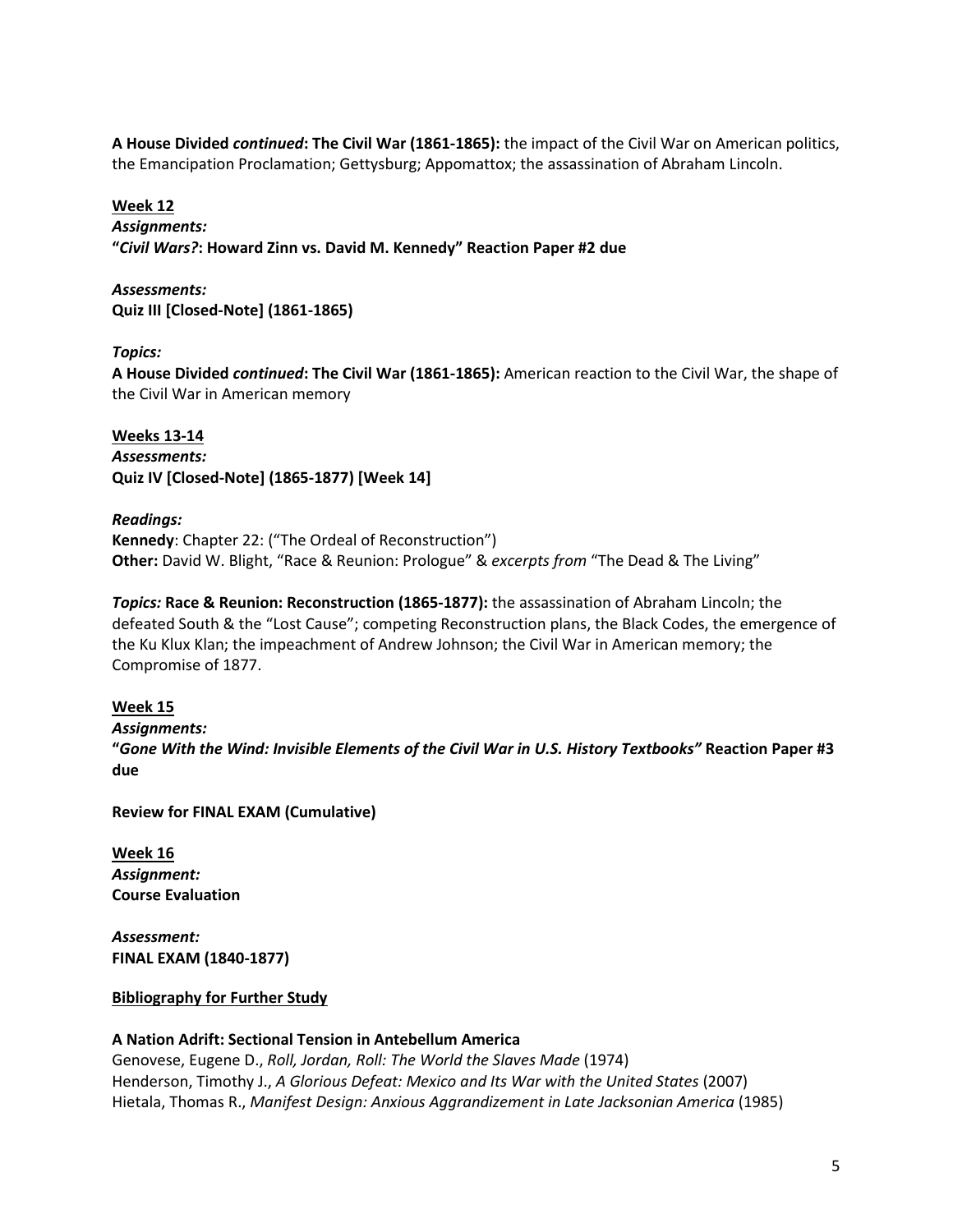**A House Divided *continued*: The Civil War (1861-1865):** the impact of the Civil War on American politics, the Emancipation Proclamation; Gettysburg; Appomattox; the assassination of Abraham Lincoln.

<u>**Week 12**</u>

***Assignments:***

**"*Civil Wars?*: Howard Zinn vs. David M. Kennedy" Reaction Paper #2 due**

***Assessments:***

**Quiz III [Closed-Note] (1861-1865)**

***Topics:***

**A House Divided *continued*: The Civil War (1861-1865):** American reaction to the Civil War, the shape of the Civil War in American memory

<u>**Weeks 13-14**</u>

***Assessments:***

**Quiz IV [Closed-Note] (1865-1877) [Week 14]**

***Readings:***

**Kennedy**: Chapter 22: ("The Ordeal of Reconstruction")
**Other:** David W. Blight, "Race & Reunion: Prologue" & *excerpts from* "The Dead & The Living"

***Topics:*** **Race & Reunion: Reconstruction (1865-1877):** the assassination of Abraham Lincoln; the defeated South & the "Lost Cause"; competing Reconstruction plans, the Black Codes, the emergence of the Ku Klux Klan; the impeachment of Andrew Johnson; the Civil War in American memory; the Compromise of 1877.

<u>**Week 15**</u>

***Assignments:***

**"*Gone With the Wind: Invisible Elements of the Civil War in U.S. History Textbooks"* Reaction Paper #3 due**

**Review for FINAL EXAM (Cumulative)**

<u>**Week 16**</u>

***Assignment:***

**Course Evaluation**

***Assessment:***

**FINAL EXAM (1840-1877)**

<u>**Bibliography for Further Study**</u>

**A Nation Adrift: Sectional Tension in Antebellum America**

Genovese, Eugene D., *Roll, Jordan, Roll: The World the Slaves Made* (1974)
Henderson, Timothy J., *A Glorious Defeat: Mexico and Its War with the United States* (2007)
Hietala, Thomas R., *Manifest Design: Anxious Aggrandizement in Late Jacksonian America* (1985)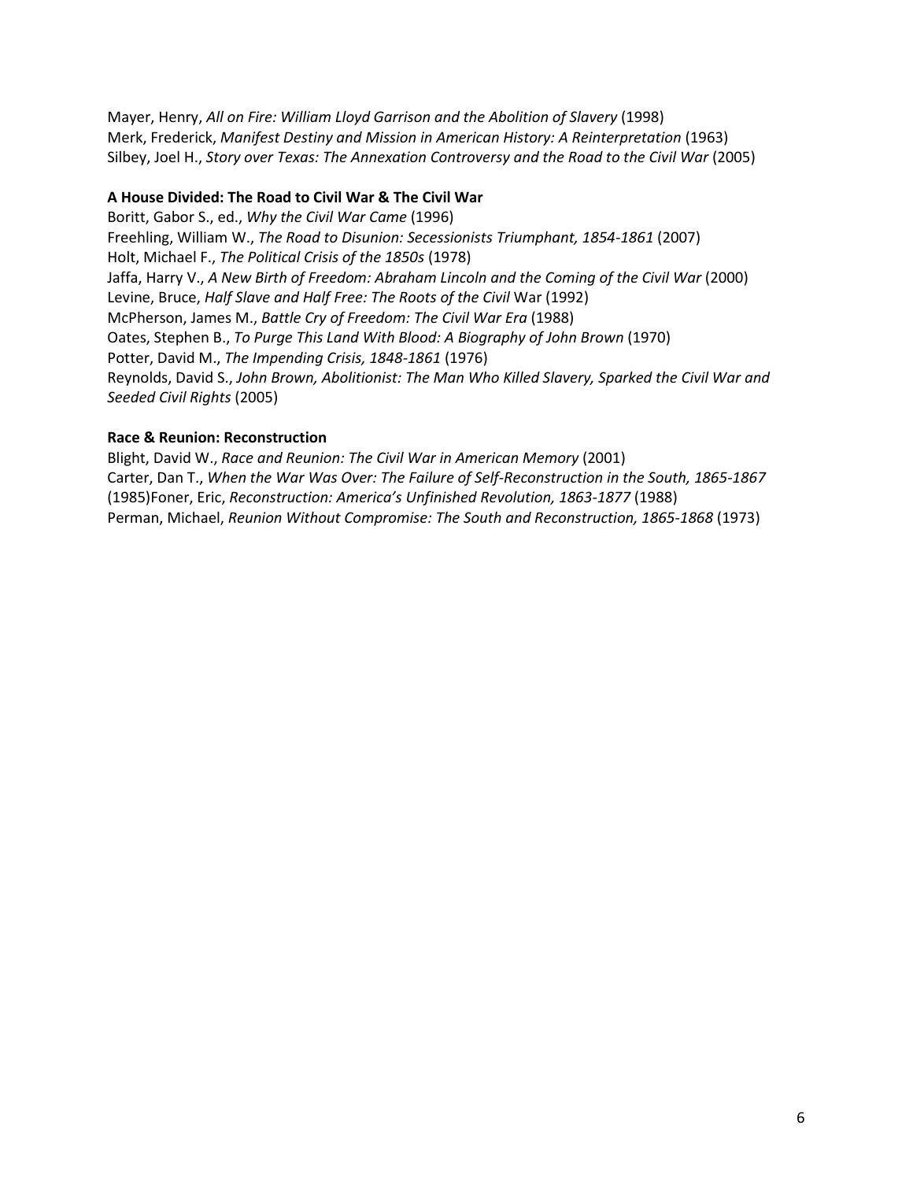Mayer, Henry, *All on Fire: William Lloyd Garrison and the Abolition of Slavery* (1998)
Merk, Frederick, *Manifest Destiny and Mission in American History: A Reinterpretation* (1963)
Silbey, Joel H., *Story over Texas: The Annexation Controversy and the Road to the Civil War* (2005)

**A House Divided: The Road to Civil War & The Civil War**

Boritt, Gabor S., ed., *Why the Civil War Came* (1996)
Freehling, William W., *The Road to Disunion: Secessionists Triumphant, 1854-1861* (2007)
Holt, Michael F., *The Political Crisis of the 1850s* (1978)
Jaffa, Harry V., *A New Birth of Freedom: Abraham Lincoln and the Coming of the Civil War* (2000)
Levine, Bruce, *Half Slave and Half Free: The Roots of the Civil* War (1992)
McPherson, James M., *Battle Cry of Freedom: The Civil War Era* (1988)
Oates, Stephen B., *To Purge This Land With Blood: A Biography of John Brown* (1970)
Potter, David M., *The Impending Crisis, 1848-1861* (1976)
Reynolds, David S., *John Brown, Abolitionist: The Man Who Killed Slavery, Sparked the Civil War and Seeded Civil Rights* (2005)

**Race & Reunion: Reconstruction**

Blight, David W., *Race and Reunion: The Civil War in American Memory* (2001)
Carter, Dan T., *When the War Was Over: The Failure of Self-Reconstruction in the South, 1865-1867* (1985)Foner, Eric, *Reconstruction: America's Unfinished Revolution, 1863-1877* (1988)
Perman, Michael, *Reunion Without Compromise: The South and Reconstruction, 1865-1868* (1973)